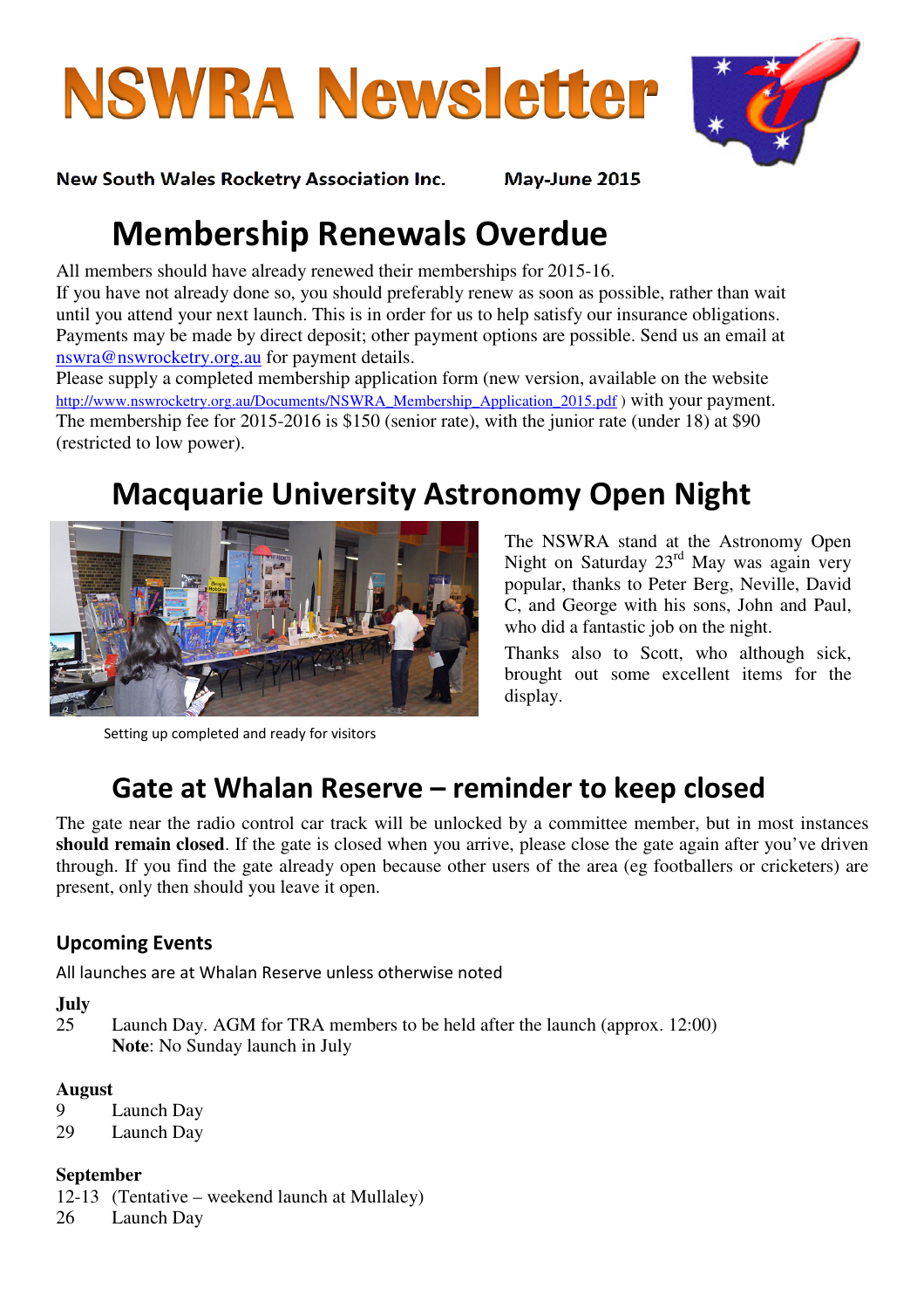# NSWRA Newsletter

**New South Wales Rocketry Association Inc.** **May-June 2015**

## Membership Renewals Overdue

All members should have already renewed their memberships for 2015-16.
If you have not already done so, you should preferably renew as soon as possible, rather than wait until you attend your next launch. This is in order for us to help satisfy our insurance obligations.
Payments may be made by direct deposit; other payment options are possible. Send us an email at nswra@nswrocketry.org.au for payment details.
Please supply a completed membership application form (new version, available on the website http://www.nswrocketry.org.au/Documents/NSWRA_Membership_Application_2015.pdf ) with your payment.
The membership fee for 2015-2016 is $150 (senior rate), with the junior rate (under 18) at $90 (restricted to low power).

## Macquarie University Astronomy Open Night

The NSWRA stand at the Astronomy Open Night on Saturday 23rd May was again very popular, thanks to Peter Berg, Neville, David C, and George with his sons, John and Paul, who did a fantastic job on the night.

Thanks also to Scott, who although sick, brought out some excellent items for the display.

Setting up completed and ready for visitors

## Gate at Whalan Reserve – reminder to keep closed

The gate near the radio control car track will be unlocked by a committee member, but in most instances **should remain closed**. If the gate is closed when you arrive, please close the gate again after you've driven through. If you find the gate already open because other users of the area (eg footballers or cricketers) are present, only then should you leave it open.

### Upcoming Events

All launches are at Whalan Reserve unless otherwise noted

**July**
25 Launch Day. AGM for TRA members to be held after the launch (approx. 12:00)
**Note**: No Sunday launch in July

**August**
9 Launch Day
29 Launch Day

**September**
12-13 (Tentative – weekend launch at Mullaley)
26 Launch Day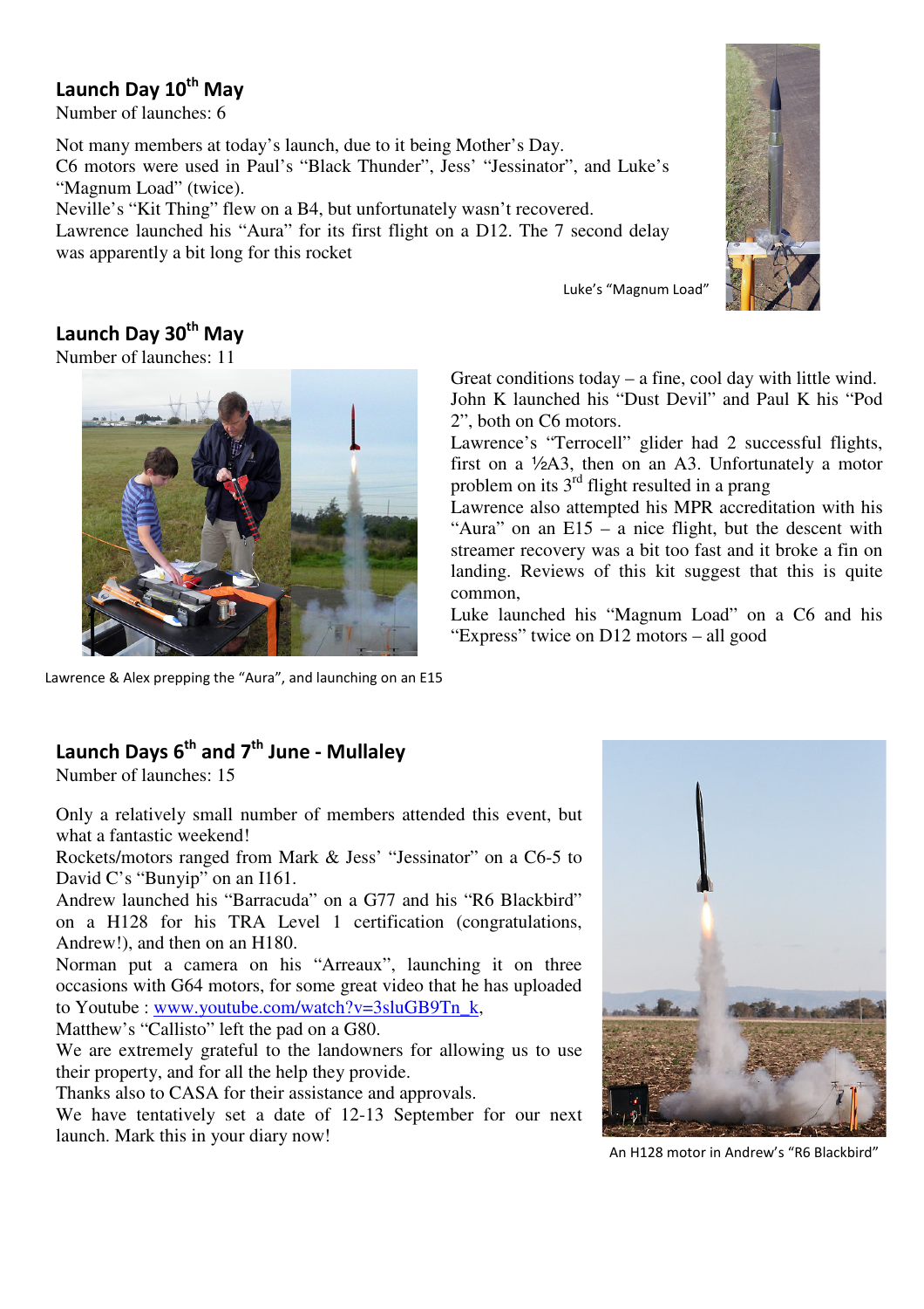## Launch Day 10th May

Number of launches: 6

Not many members at today's launch, due to it being Mother's Day.
C6 motors were used in Paul's "Black Thunder", Jess' "Jessinator", and Luke's "Magnum Load" (twice).
Neville's "Kit Thing" flew on a B4, but unfortunately wasn't recovered.
Lawrence launched his "Aura" for its first flight on a D12. The 7 second delay was apparently a bit long for this rocket

Luke's "Magnum Load"

## Launch Day 30th May

Number of launches: 11

Lawrence & Alex prepping the "Aura", and launching on an E15

Great conditions today – a fine, cool day with little wind.
John K launched his "Dust Devil" and Paul K his "Pod 2", both on C6 motors.
Lawrence's "Terrocell" glider had 2 successful flights, first on a ½A3, then on an A3. Unfortunately a motor problem on its 3rd flight resulted in a prang
Lawrence also attempted his MPR accreditation with his "Aura" on an E15 – a nice flight, but the descent with streamer recovery was a bit too fast and it broke a fin on landing. Reviews of this kit suggest that this is quite common,
Luke launched his "Magnum Load" on a C6 and his "Express" twice on D12 motors – all good

## Launch Days 6th and 7th June - Mullaley

Number of launches: 15

Only a relatively small number of members attended this event, but what a fantastic weekend!
Rockets/motors ranged from Mark & Jess' "Jessinator" on a C6-5 to David C's "Bunyip" on an I161.
Andrew launched his "Barracuda" on a G77 and his "R6 Blackbird" on a H128 for his TRA Level 1 certification (congratulations, Andrew!), and then on an H180.
Norman put a camera on his "Arreaux", launching it on three occasions with G64 motors, for some great video that he has uploaded to Youtube : www.youtube.com/watch?v=3sluGB9Tn_k,
Matthew's "Callisto" left the pad on a G80.
We are extremely grateful to the landowners for allowing us to use their property, and for all the help they provide.
Thanks also to CASA for their assistance and approvals.
We have tentatively set a date of 12-13 September for our next launch. Mark this in your diary now!

An H128 motor in Andrew's "R6 Blackbird"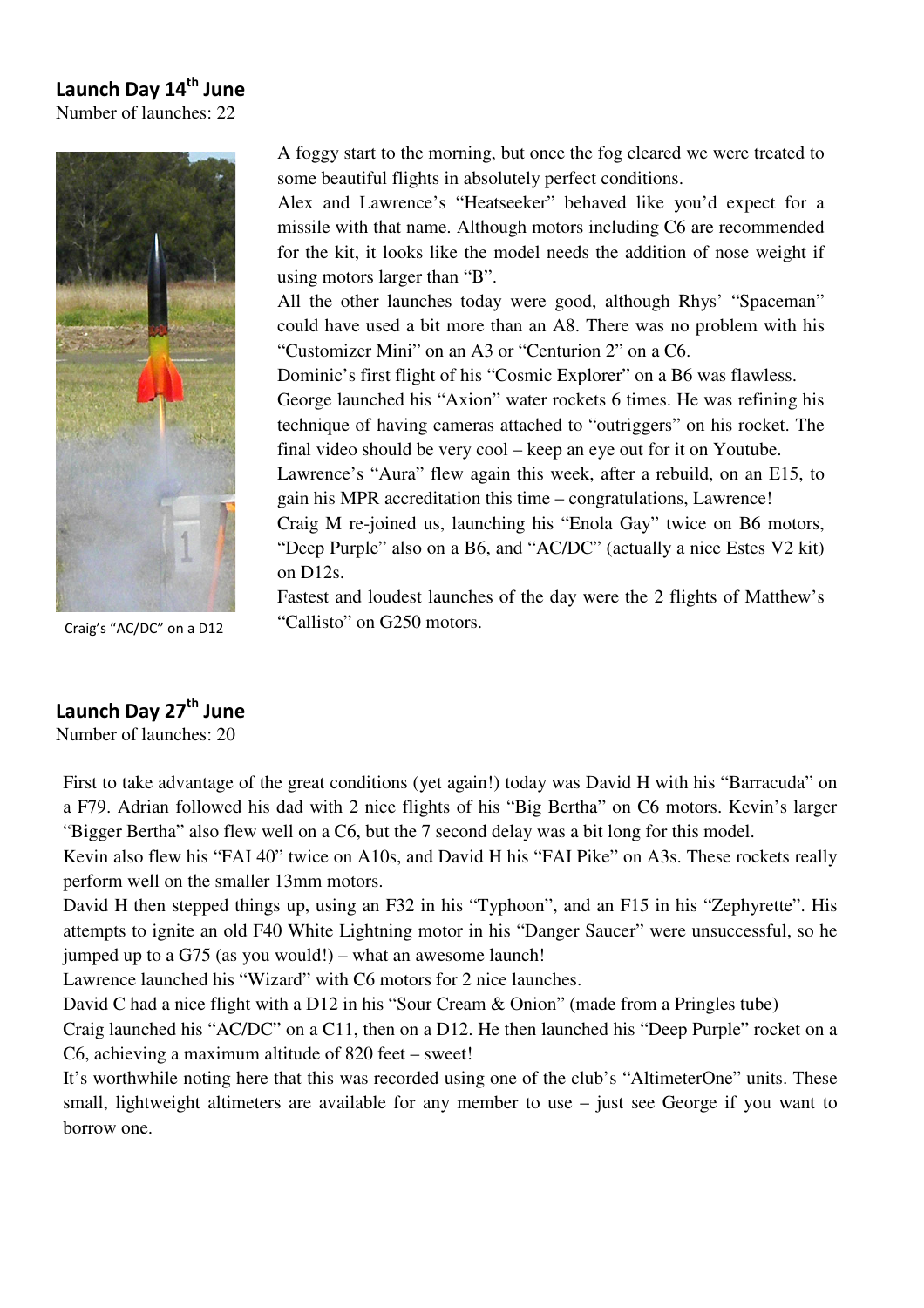## Launch Day 14th June

Number of launches: 22

Craig's "AC/DC" on a D12

A foggy start to the morning, but once the fog cleared we were treated to some beautiful flights in absolutely perfect conditions.

Alex and Lawrence's "Heatseeker" behaved like you'd expect for a missile with that name. Although motors including C6 are recommended for the kit, it looks like the model needs the addition of nose weight if using motors larger than "B".

All the other launches today were good, although Rhys' "Spaceman" could have used a bit more than an A8. There was no problem with his "Customizer Mini" on an A3 or "Centurion 2" on a C6.

Dominic's first flight of his "Cosmic Explorer" on a B6 was flawless.

George launched his "Axion" water rockets 6 times. He was refining his technique of having cameras attached to "outriggers" on his rocket. The final video should be very cool – keep an eye out for it on Youtube.

Lawrence's "Aura" flew again this week, after a rebuild, on an E15, to gain his MPR accreditation this time – congratulations, Lawrence!

Craig M re-joined us, launching his "Enola Gay" twice on B6 motors, "Deep Purple" also on a B6, and "AC/DC" (actually a nice Estes V2 kit) on D12s.

Fastest and loudest launches of the day were the 2 flights of Matthew's "Callisto" on G250 motors.

## Launch Day 27th June

Number of launches: 20

First to take advantage of the great conditions (yet again!) today was David H with his "Barracuda" on a F79. Adrian followed his dad with 2 nice flights of his "Big Bertha" on C6 motors. Kevin's larger "Bigger Bertha" also flew well on a C6, but the 7 second delay was a bit long for this model.

Kevin also flew his "FAI 40" twice on A10s, and David H his "FAI Pike" on A3s. These rockets really perform well on the smaller 13mm motors.

David H then stepped things up, using an F32 in his "Typhoon", and an F15 in his "Zephyrette". His attempts to ignite an old F40 White Lightning motor in his "Danger Saucer" were unsuccessful, so he jumped up to a G75 (as you would!) – what an awesome launch!

Lawrence launched his "Wizard" with C6 motors for 2 nice launches.

David C had a nice flight with a D12 in his "Sour Cream & Onion" (made from a Pringles tube)

Craig launched his "AC/DC" on a C11, then on a D12. He then launched his "Deep Purple" rocket on a C6, achieving a maximum altitude of 820 feet – sweet!

It's worthwhile noting here that this was recorded using one of the club's "AltimeterOne" units. These small, lightweight altimeters are available for any member to use – just see George if you want to borrow one.